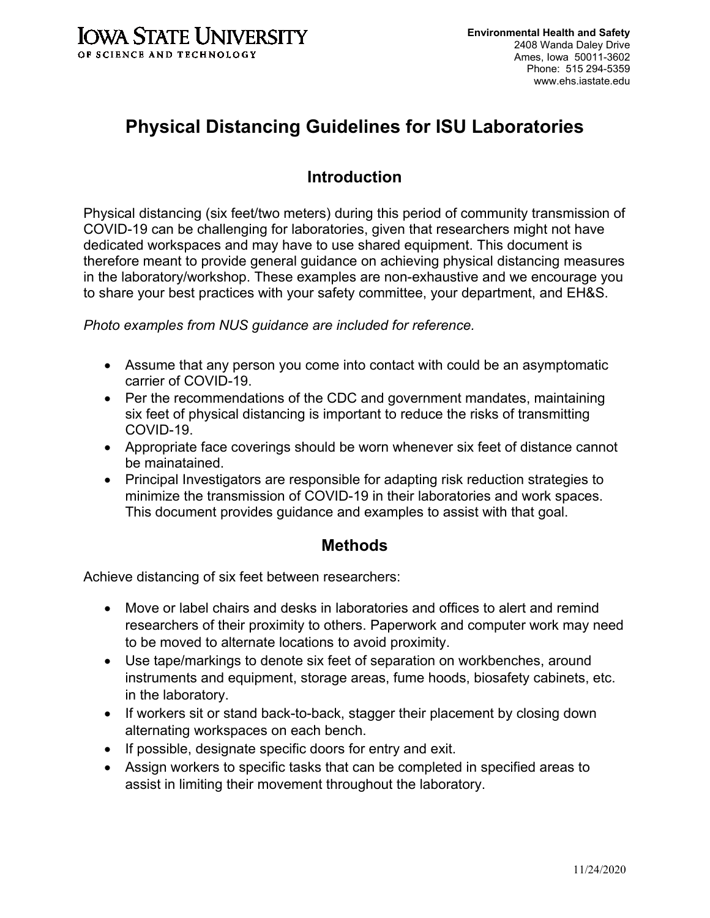Iowa State University
OF SCIENCE AND TECHNOLOGY

**Environmental Health and Safety**
2408 Wanda Daley Drive
Ames, Iowa 50011-3602
Phone: 515 294-5359
www.ehs.iastate.edu

# Physical Distancing Guidelines for ISU Laboratories

## Introduction

Physical distancing (six feet/two meters) during this period of community transmission of COVID-19 can be challenging for laboratories, given that researchers might not have dedicated workspaces and may have to use shared equipment. This document is therefore meant to provide general guidance on achieving physical distancing measures in the laboratory/workshop. These examples are non-exhaustive and we encourage you to share your best practices with your safety committee, your department, and EH&S.

*Photo examples from NUS guidance are included for reference.*

- Assume that any person you come into contact with could be an asymptomatic carrier of COVID-19.
- Per the recommendations of the CDC and government mandates, maintaining six feet of physical distancing is important to reduce the risks of transmitting COVID-19.
- Appropriate face coverings should be worn whenever six feet of distance cannot be mainatained.
- Principal Investigators are responsible for adapting risk reduction strategies to minimize the transmission of COVID-19 in their laboratories and work spaces. This document provides guidance and examples to assist with that goal.

## Methods

Achieve distancing of six feet between researchers:

- Move or label chairs and desks in laboratories and offices to alert and remind researchers of their proximity to others. Paperwork and computer work may need to be moved to alternate locations to avoid proximity.
- Use tape/markings to denote six feet of separation on workbenches, around instruments and equipment, storage areas, fume hoods, biosafety cabinets, etc. in the laboratory.
- If workers sit or stand back-to-back, stagger their placement by closing down alternating workspaces on each bench.
- If possible, designate specific doors for entry and exit.
- Assign workers to specific tasks that can be completed in specified areas to assist in limiting their movement throughout the laboratory.

11/24/2020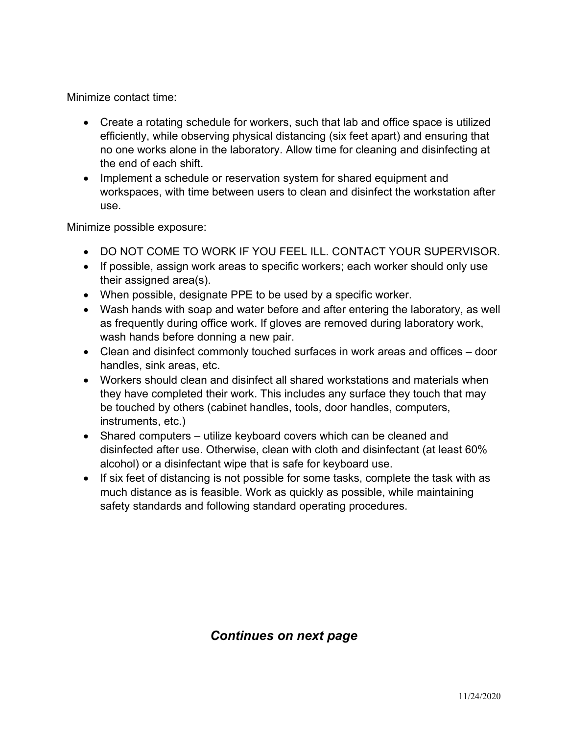Minimize contact time:

- Create a rotating schedule for workers, such that lab and office space is utilized efficiently, while observing physical distancing (six feet apart) and ensuring that no one works alone in the laboratory. Allow time for cleaning and disinfecting at the end of each shift.
- Implement a schedule or reservation system for shared equipment and workspaces, with time between users to clean and disinfect the workstation after use.

Minimize possible exposure:

- DO NOT COME TO WORK IF YOU FEEL ILL. CONTACT YOUR SUPERVISOR.
- If possible, assign work areas to specific workers; each worker should only use their assigned area(s).
- When possible, designate PPE to be used by a specific worker.
- Wash hands with soap and water before and after entering the laboratory, as well as frequently during office work. If gloves are removed during laboratory work, wash hands before donning a new pair.
- Clean and disinfect commonly touched surfaces in work areas and offices – door handles, sink areas, etc.
- Workers should clean and disinfect all shared workstations and materials when they have completed their work. This includes any surface they touch that may be touched by others (cabinet handles, tools, door handles, computers, instruments, etc.)
- Shared computers – utilize keyboard covers which can be cleaned and disinfected after use. Otherwise, clean with cloth and disinfectant (at least 60% alcohol) or a disinfectant wipe that is safe for keyboard use.
- If six feet of distancing is not possible for some tasks, complete the task with as much distance as is feasible. Work as quickly as possible, while maintaining safety standards and following standard operating procedures.

***Continues on next page***

11/24/2020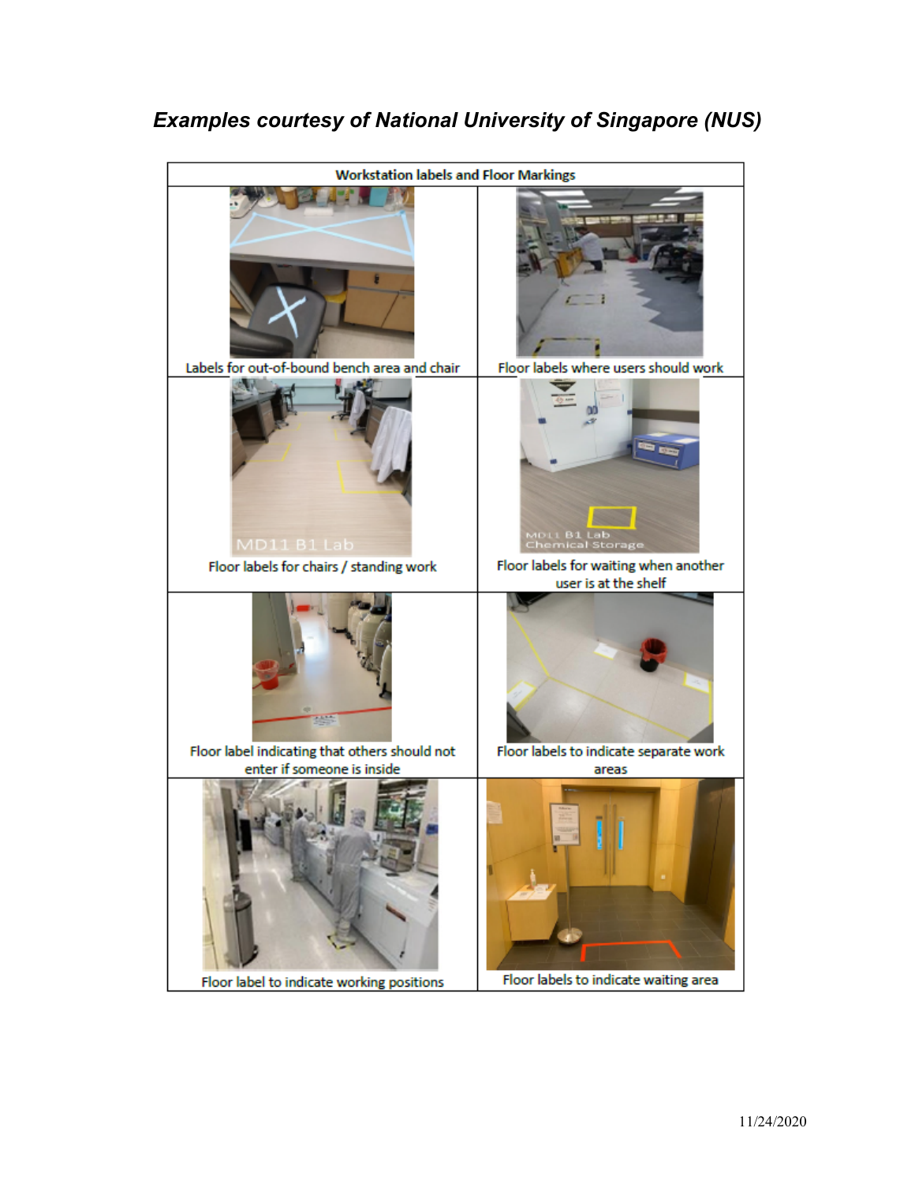***Examples courtesy of National University of Singapore (NUS)***

| Workstation labels and Floor Markings | |
|---|---|
| Labels for out-of-bound bench area and chair | Floor labels where users should work |
| Floor labels for chairs / standing work | Floor labels for waiting when another user is at the shelf |
| Floor label indicating that others should not enter if someone is inside | Floor labels to indicate separate work areas |
| Floor label to indicate working positions | Floor labels to indicate waiting area |

11/24/2020